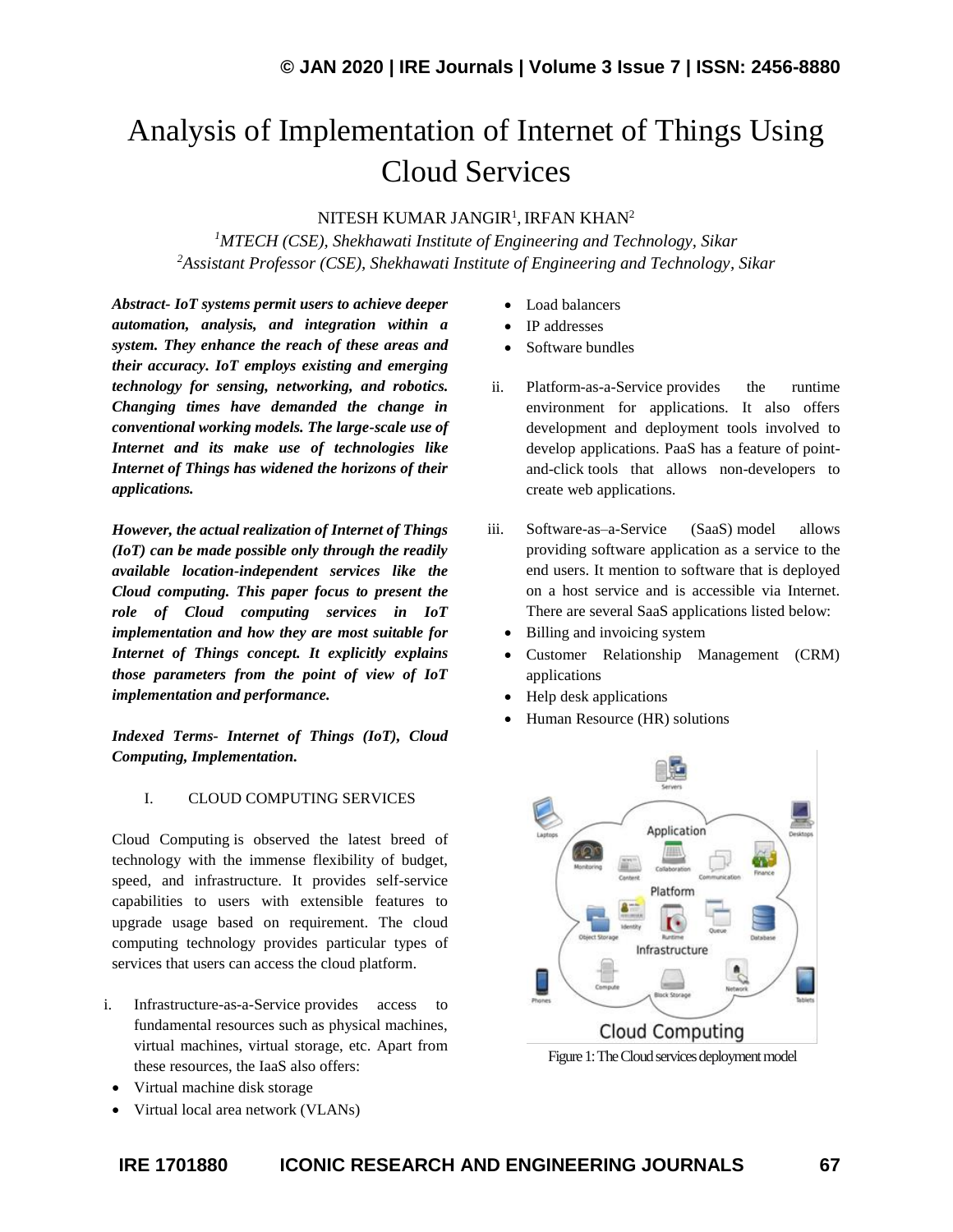# Analysis of Implementation of Internet of Things Using Cloud Services

NITESH KUMAR JANGIR[1], IRFAN KHAN[2]

[1]*MTECH (CSE), Shekhawati Institute of Engineering and Technology, Sikar*
[2]*Assistant Professor (CSE), Shekhawati Institute of Engineering and Technology, Sikar*

***Abstract- IoT systems permit users to achieve deeper automation, analysis, and integration within a system. They enhance the reach of these areas and their accuracy. IoT employs existing and emerging technology for sensing, networking, and robotics. Changing times have demanded the change in conventional working models. The large-scale use of Internet and its make use of technologies like Internet of Things has widened the horizons of their applications.***

***However, the actual realization of Internet of Things (IoT) can be made possible only through the readily available location-independent services like the Cloud computing. This paper focus to present the role of Cloud computing services in IoT implementation and how they are most suitable for Internet of Things concept. It explicitly explains those parameters from the point of view of IoT implementation and performance.***

***Indexed Terms- Internet of Things (IoT), Cloud Computing, Implementation.***

## I. CLOUD COMPUTING SERVICES

Cloud Computing is observed the latest breed of technology with the immense flexibility of budget, speed, and infrastructure. It provides self-service capabilities to users with extensible features to upgrade usage based on requirement. The cloud computing technology provides particular types of services that users can access the cloud platform.

i. Infrastructure-as-a-Service provides access to fundamental resources such as physical machines, virtual machines, virtual storage, etc. Apart from these resources, the IaaS also offers:
   - Virtual machine disk storage
   - Virtual local area network (VLANs)
   - Load balancers
   - IP addresses
   - Software bundles

ii. Platform-as-a-Service provides the runtime environment for applications. It also offers development and deployment tools involved to develop applications. PaaS has a feature of point-and-click tools that allows non-developers to create web applications.

iii. Software-as–a-Service (SaaS) model allows providing software application as a service to the end users. It mention to software that is deployed on a host service and is accessible via Internet. There are several SaaS applications listed below:
   - Billing and invoicing system
   - Customer Relationship Management (CRM) applications
   - Help desk applications
   - Human Resource (HR) solutions

Figure 1: The Cloud services deployment model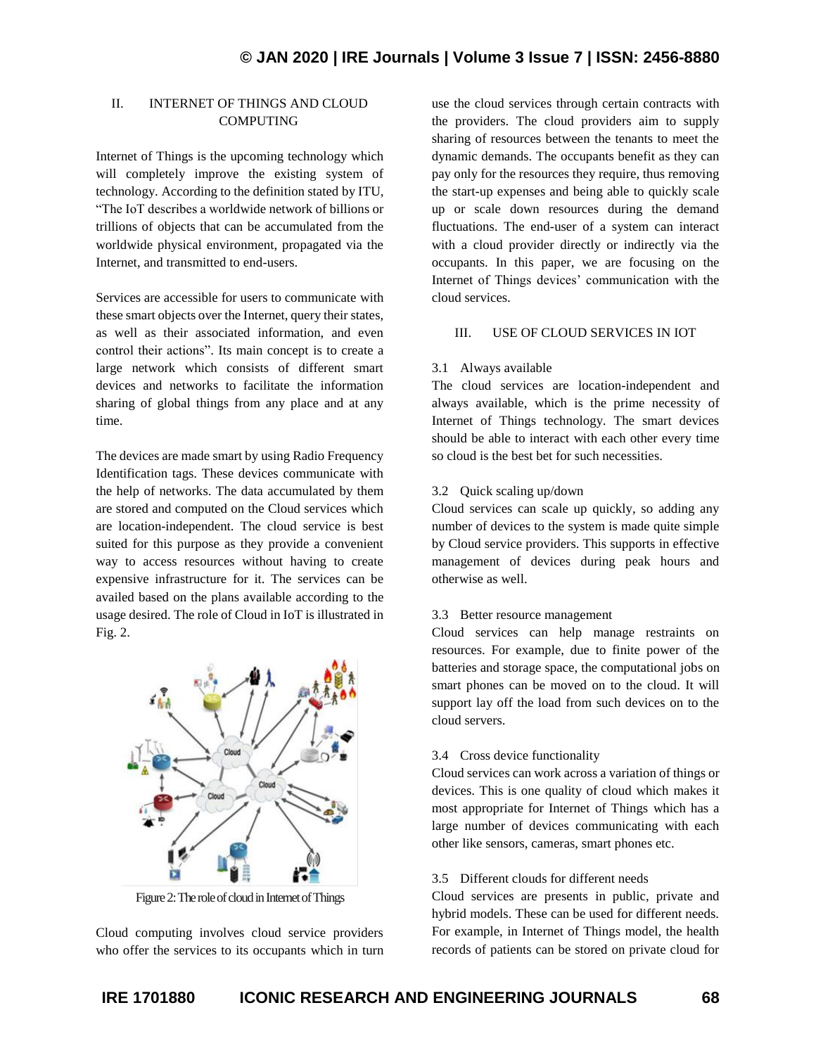## II. INTERNET OF THINGS AND CLOUD COMPUTING

Internet of Things is the upcoming technology which will completely improve the existing system of technology. According to the definition stated by ITU, "The IoT describes a worldwide network of billions or trillions of objects that can be accumulated from the worldwide physical environment, propagated via the Internet, and transmitted to end-users.

Services are accessible for users to communicate with these smart objects over the Internet, query their states, as well as their associated information, and even control their actions". Its main concept is to create a large network which consists of different smart devices and networks to facilitate the information sharing of global things from any place and at any time.

The devices are made smart by using Radio Frequency Identification tags. These devices communicate with the help of networks. The data accumulated by them are stored and computed on the Cloud services which are location-independent. The cloud service is best suited for this purpose as they provide a convenient way to access resources without having to create expensive infrastructure for it. The services can be availed based on the plans available according to the usage desired. The role of Cloud in IoT is illustrated in Fig. 2.

Figure 2: The role of cloud in Internet of Things

Cloud computing involves cloud service providers who offer the services to its occupants which in turn use the cloud services through certain contracts with the providers. The cloud providers aim to supply sharing of resources between the tenants to meet the dynamic demands. The occupants benefit as they can pay only for the resources they require, thus removing the start-up expenses and being able to quickly scale up or scale down resources during the demand fluctuations. The end-user of a system can interact with a cloud provider directly or indirectly via the occupants. In this paper, we are focusing on the Internet of Things devices' communication with the cloud services.

## III. USE OF CLOUD SERVICES IN IOT

### 3.1 Always available

The cloud services are location-independent and always available, which is the prime necessity of Internet of Things technology. The smart devices should be able to interact with each other every time so cloud is the best bet for such necessities.

### 3.2 Quick scaling up/down

Cloud services can scale up quickly, so adding any number of devices to the system is made quite simple by Cloud service providers. This supports in effective management of devices during peak hours and otherwise as well.

### 3.3 Better resource management

Cloud services can help manage restraints on resources. For example, due to finite power of the batteries and storage space, the computational jobs on smart phones can be moved on to the cloud. It will support lay off the load from such devices on to the cloud servers.

### 3.4 Cross device functionality

Cloud services can work across a variation of things or devices. This is one quality of cloud which makes it most appropriate for Internet of Things which has a large number of devices communicating with each other like sensors, cameras, smart phones etc.

### 3.5 Different clouds for different needs

Cloud services are presents in public, private and hybrid models. These can be used for different needs. For example, in Internet of Things model, the health records of patients can be stored on private cloud for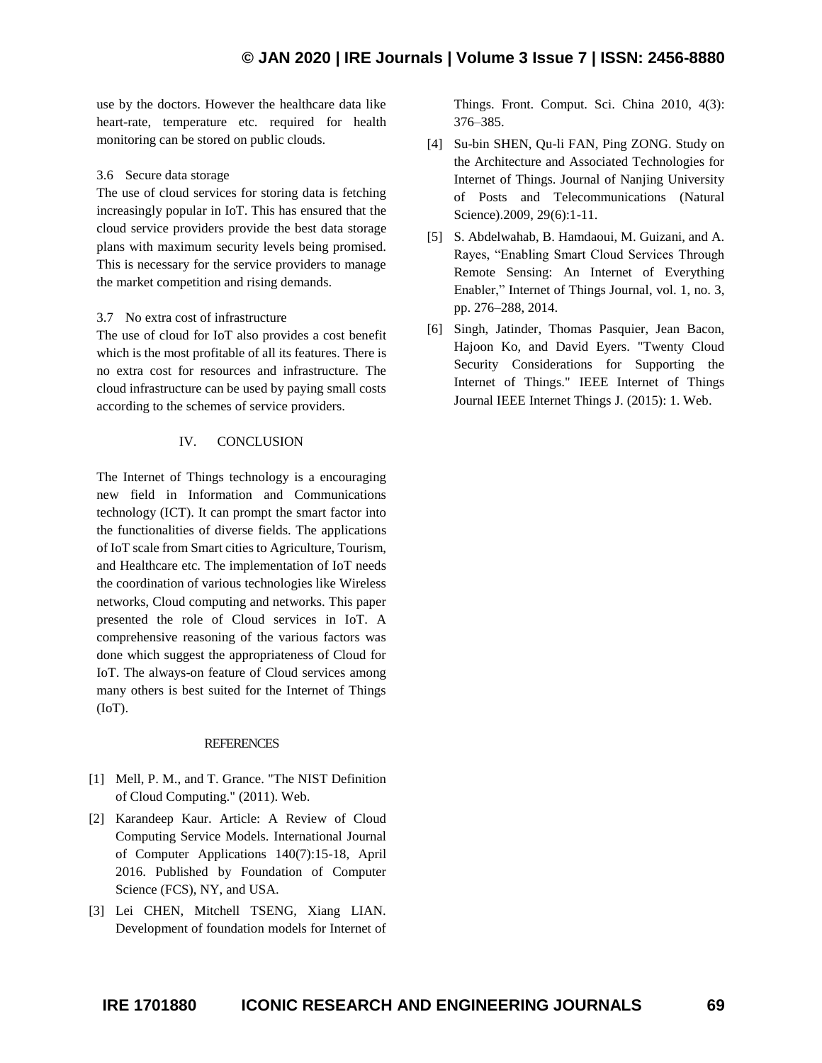use by the doctors. However the healthcare data like heart-rate, temperature etc. required for health monitoring can be stored on public clouds.

### 3.6 Secure data storage

The use of cloud services for storing data is fetching increasingly popular in IoT. This has ensured that the cloud service providers provide the best data storage plans with maximum security levels being promised. This is necessary for the service providers to manage the market competition and rising demands.

### 3.7 No extra cost of infrastructure

The use of cloud for IoT also provides a cost benefit which is the most profitable of all its features. There is no extra cost for resources and infrastructure. The cloud infrastructure can be used by paying small costs according to the schemes of service providers.

## IV. CONCLUSION

The Internet of Things technology is a encouraging new field in Information and Communications technology (ICT). It can prompt the smart factor into the functionalities of diverse fields. The applications of IoT scale from Smart cities to Agriculture, Tourism, and Healthcare etc. The implementation of IoT needs the coordination of various technologies like Wireless networks, Cloud computing and networks. This paper presented the role of Cloud services in IoT. A comprehensive reasoning of the various factors was done which suggest the appropriateness of Cloud for IoT. The always-on feature of Cloud services among many others is best suited for the Internet of Things (IoT).

## REFERENCES

[1] Mell, P. M., and T. Grance. "The NIST Definition of Cloud Computing." (2011). Web.

[2] Karandeep Kaur. Article: A Review of Cloud Computing Service Models. International Journal of Computer Applications 140(7):15-18, April 2016. Published by Foundation of Computer Science (FCS), NY, and USA.

[3] Lei CHEN, Mitchell TSENG, Xiang LIAN. Development of foundation models for Internet of Things. Front. Comput. Sci. China 2010, 4(3): 376–385.

[4] Su-bin SHEN, Qu-li FAN, Ping ZONG. Study on the Architecture and Associated Technologies for Internet of Things. Journal of Nanjing University of Posts and Telecommunications (Natural Science).2009, 29(6):1-11.

[5] S. Abdelwahab, B. Hamdaoui, M. Guizani, and A. Rayes, "Enabling Smart Cloud Services Through Remote Sensing: An Internet of Everything Enabler," Internet of Things Journal, vol. 1, no. 3, pp. 276–288, 2014.

[6] Singh, Jatinder, Thomas Pasquier, Jean Bacon, Hajoon Ko, and David Eyers. "Twenty Cloud Security Considerations for Supporting the Internet of Things." IEEE Internet of Things Journal IEEE Internet Things J. (2015): 1. Web.